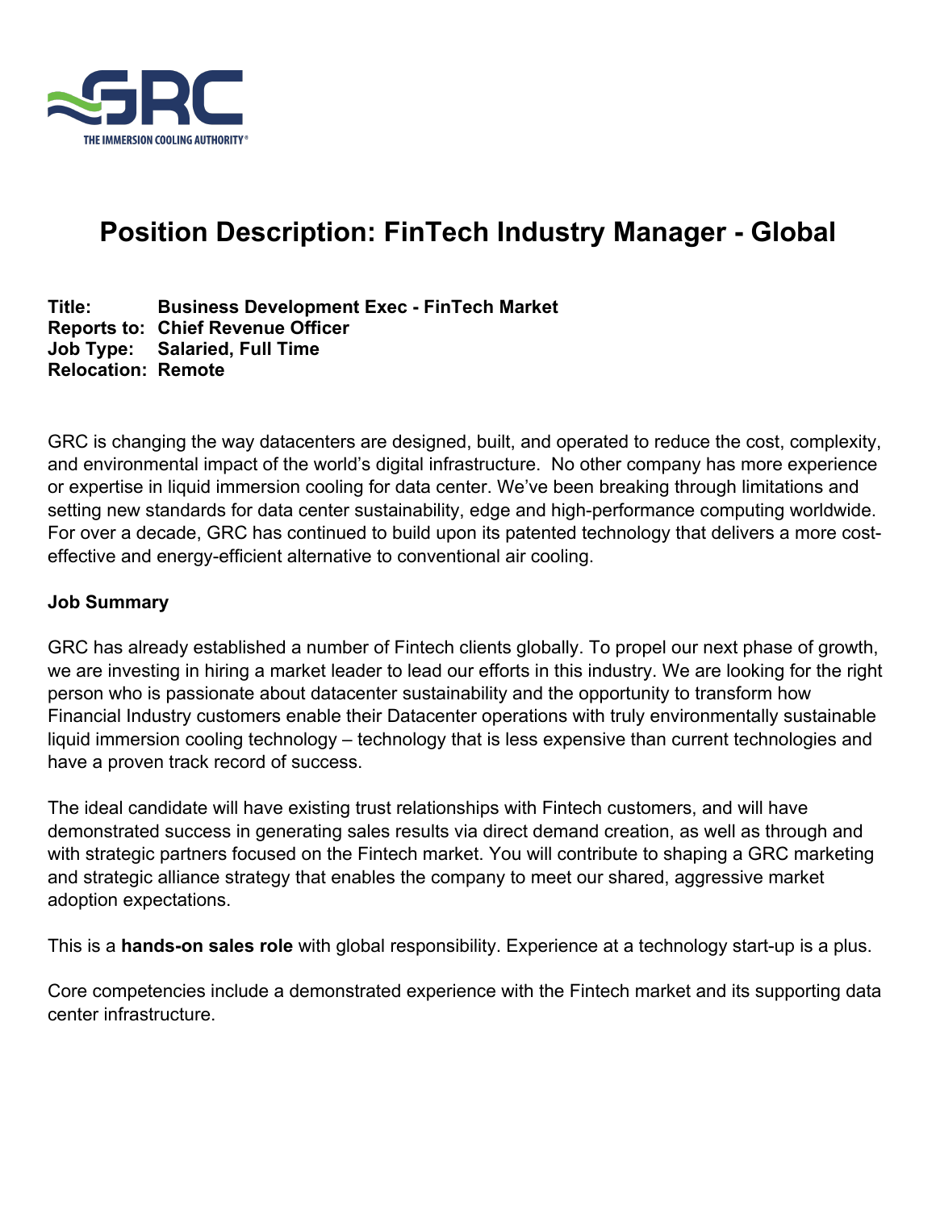# Position Description: FinTech Industry Manager - Global

**Title: Business Development Exec - FinTech Market**
**Reports to: Chief Revenue Officer**
**Job Type: Salaried, Full Time**
**Relocation: Remote**

GRC is changing the way datacenters are designed, built, and operated to reduce the cost, complexity, and environmental impact of the world's digital infrastructure. No other company has more experience or expertise in liquid immersion cooling for data center. We've been breaking through limitations and setting new standards for data center sustainability, edge and high-performance computing worldwide. For over a decade, GRC has continued to build upon its patented technology that delivers a more cost-effective and energy-efficient alternative to conventional air cooling.

**Job Summary**

GRC has already established a number of Fintech clients globally. To propel our next phase of growth, we are investing in hiring a market leader to lead our efforts in this industry. We are looking for the right person who is passionate about datacenter sustainability and the opportunity to transform how Financial Industry customers enable their Datacenter operations with truly environmentally sustainable liquid immersion cooling technology – technology that is less expensive than current technologies and have a proven track record of success.

The ideal candidate will have existing trust relationships with Fintech customers, and will have demonstrated success in generating sales results via direct demand creation, as well as through and with strategic partners focused on the Fintech market. You will contribute to shaping a GRC marketing and strategic alliance strategy that enables the company to meet our shared, aggressive market adoption expectations.

This is a **hands-on sales role** with global responsibility. Experience at a technology start-up is a plus.

Core competencies include a demonstrated experience with the Fintech market and its supporting data center infrastructure.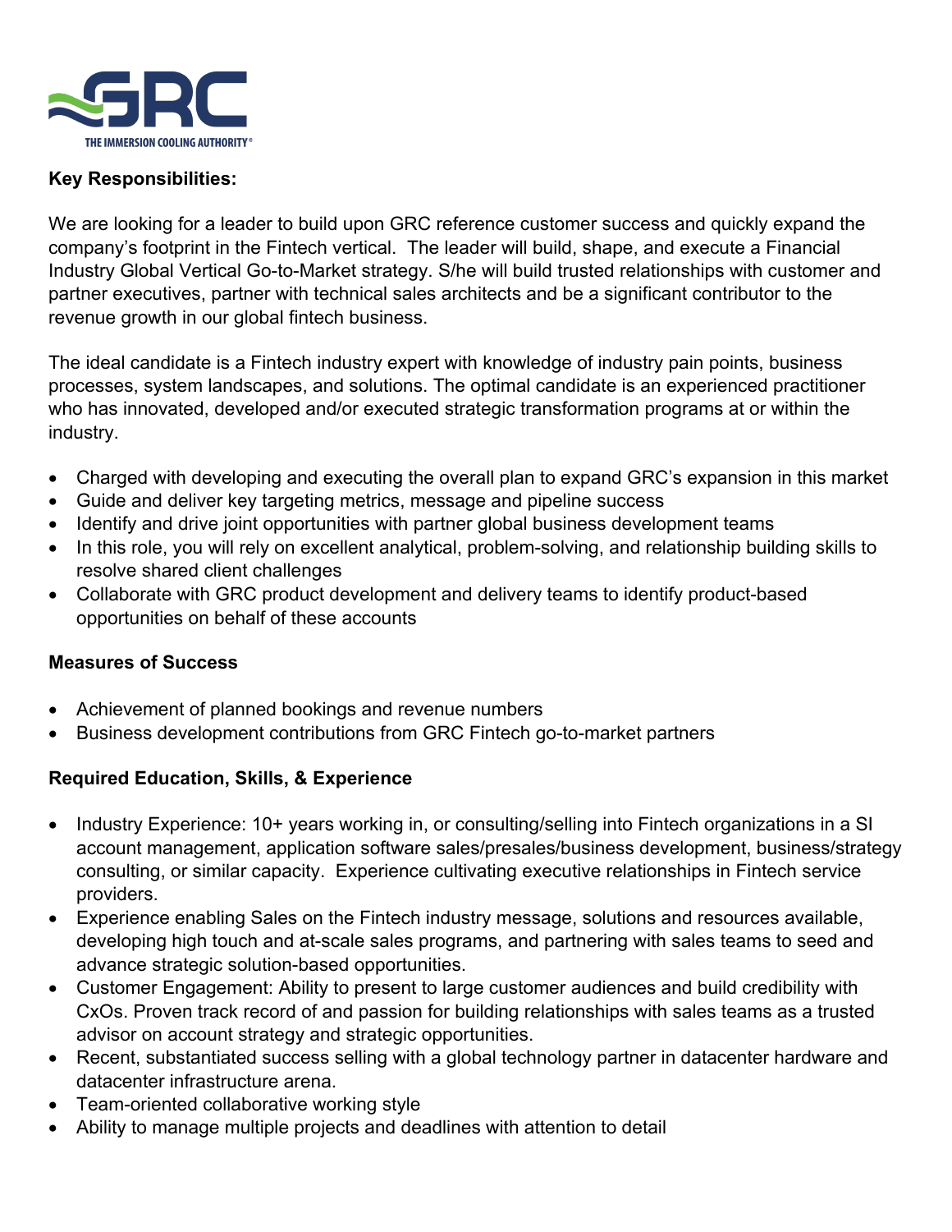**Key Responsibilities:**

We are looking for a leader to build upon GRC reference customer success and quickly expand the company's footprint in the Fintech vertical. The leader will build, shape, and execute a Financial Industry Global Vertical Go-to-Market strategy. S/he will build trusted relationships with customer and partner executives, partner with technical sales architects and be a significant contributor to the revenue growth in our global fintech business.

The ideal candidate is a Fintech industry expert with knowledge of industry pain points, business processes, system landscapes, and solutions. The optimal candidate is an experienced practitioner who has innovated, developed and/or executed strategic transformation programs at or within the industry.

- Charged with developing and executing the overall plan to expand GRC's expansion in this market
- Guide and deliver key targeting metrics, message and pipeline success
- Identify and drive joint opportunities with partner global business development teams
- In this role, you will rely on excellent analytical, problem-solving, and relationship building skills to resolve shared client challenges
- Collaborate with GRC product development and delivery teams to identify product-based opportunities on behalf of these accounts

**Measures of Success**

- Achievement of planned bookings and revenue numbers
- Business development contributions from GRC Fintech go-to-market partners

**Required Education, Skills, & Experience**

- Industry Experience: 10+ years working in, or consulting/selling into Fintech organizations in a SI account management, application software sales/presales/business development, business/strategy consulting, or similar capacity. Experience cultivating executive relationships in Fintech service providers.
- Experience enabling Sales on the Fintech industry message, solutions and resources available, developing high touch and at-scale sales programs, and partnering with sales teams to seed and advance strategic solution-based opportunities.
- Customer Engagement: Ability to present to large customer audiences and build credibility with CxOs. Proven track record of and passion for building relationships with sales teams as a trusted advisor on account strategy and strategic opportunities.
- Recent, substantiated success selling with a global technology partner in datacenter hardware and datacenter infrastructure arena.
- Team-oriented collaborative working style
- Ability to manage multiple projects and deadlines with attention to detail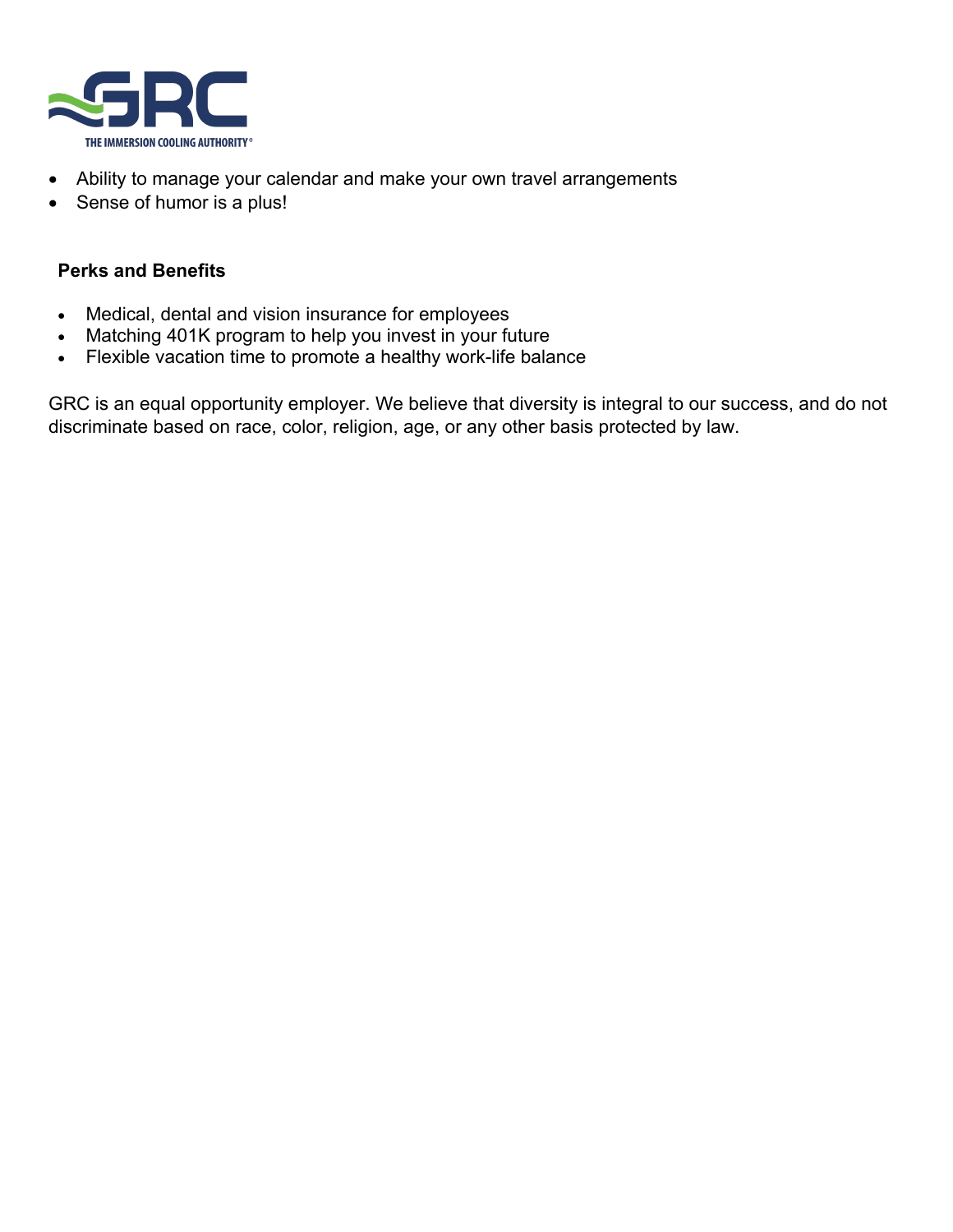- Ability to manage your calendar and make your own travel arrangements
- Sense of humor is a plus!

**Perks and Benefits**

- Medical, dental and vision insurance for employees
- Matching 401K program to help you invest in your future
- Flexible vacation time to promote a healthy work-life balance

GRC is an equal opportunity employer. We believe that diversity is integral to our success, and do not discriminate based on race, color, religion, age, or any other basis protected by law.